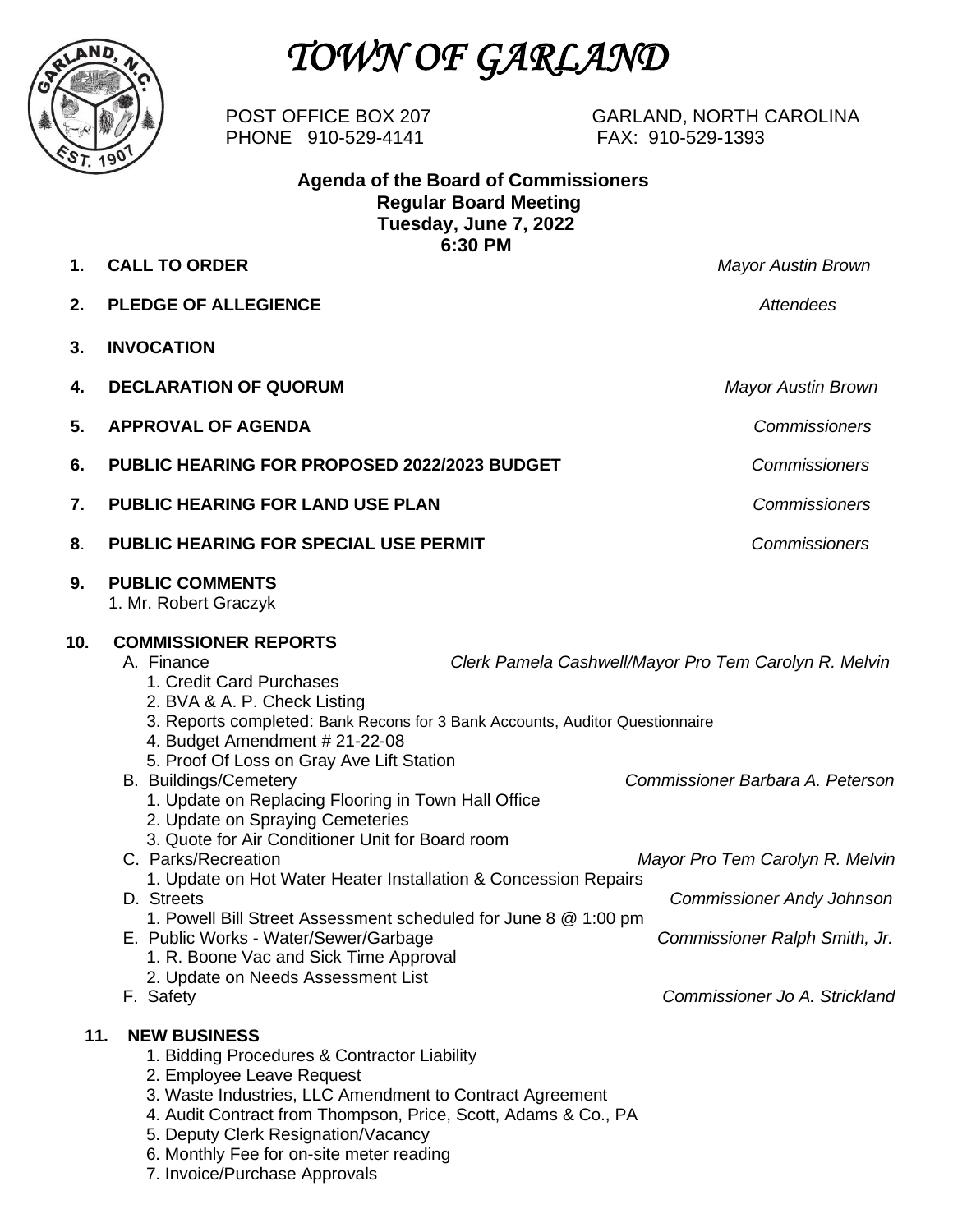# TOWN OF GARLAND

POST OFFICE BOX 207 GARLAND, NORTH CAROLINA
PHONE 910-529-4141 FAX: 910-529-1393

**Agenda of the Board of Commissioners**
**Regular Board Meeting**
**Tuesday, June 7, 2022**
**6:30 PM**

1. **CALL TO ORDER** *Mayor Austin Brown*

2. **PLEDGE OF ALLEGIENCE** *Attendees*

3. **INVOCATION**

4. **DECLARATION OF QUORUM** *Mayor Austin Brown*

5. **APPROVAL OF AGENDA** *Commissioners*

6. **PUBLIC HEARING FOR PROPOSED 2022/2023 BUDGET** *Commissioners*

7. **PUBLIC HEARING FOR LAND USE PLAN** *Commissioners*

8. **PUBLIC HEARING FOR SPECIAL USE PERMIT** *Commissioners*

9. **PUBLIC COMMENTS**
   1. Mr. Robert Graczyk

10. **COMMISSIONER REPORTS**
    - A. Finance *Clerk Pamela Cashwell/Mayor Pro Tem Carolyn R. Melvin*
      1. Credit Card Purchases
      2. BVA & A. P. Check Listing
      3. Reports completed: Bank Recons for 3 Bank Accounts, Auditor Questionnaire
      4. Budget Amendment # 21-22-08
      5. Proof Of Loss on Gray Ave Lift Station
    - B. Buildings/Cemetery *Commissioner Barbara A. Peterson*
      1. Update on Replacing Flooring in Town Hall Office
      2. Update on Spraying Cemeteries
      3. Quote for Air Conditioner Unit for Board room
    - C. Parks/Recreation *Mayor Pro Tem Carolyn R. Melvin*
      1. Update on Hot Water Heater Installation & Concession Repairs
    - D. Streets *Commissioner Andy Johnson*
      1. Powell Bill Street Assessment scheduled for June 8 @ 1:00 pm
    - E. Public Works - Water/Sewer/Garbage *Commissioner Ralph Smith, Jr.*
      1. R. Boone Vac and Sick Time Approval
      2. Update on Needs Assessment List
    - F. Safety *Commissioner Jo A. Strickland*

11. **NEW BUSINESS**
    1. Bidding Procedures & Contractor Liability
    2. Employee Leave Request
    3. Waste Industries, LLC Amendment to Contract Agreement
    4. Audit Contract from Thompson, Price, Scott, Adams & Co., PA
    5. Deputy Clerk Resignation/Vacancy
    6. Monthly Fee for on-site meter reading
    7. Invoice/Purchase Approvals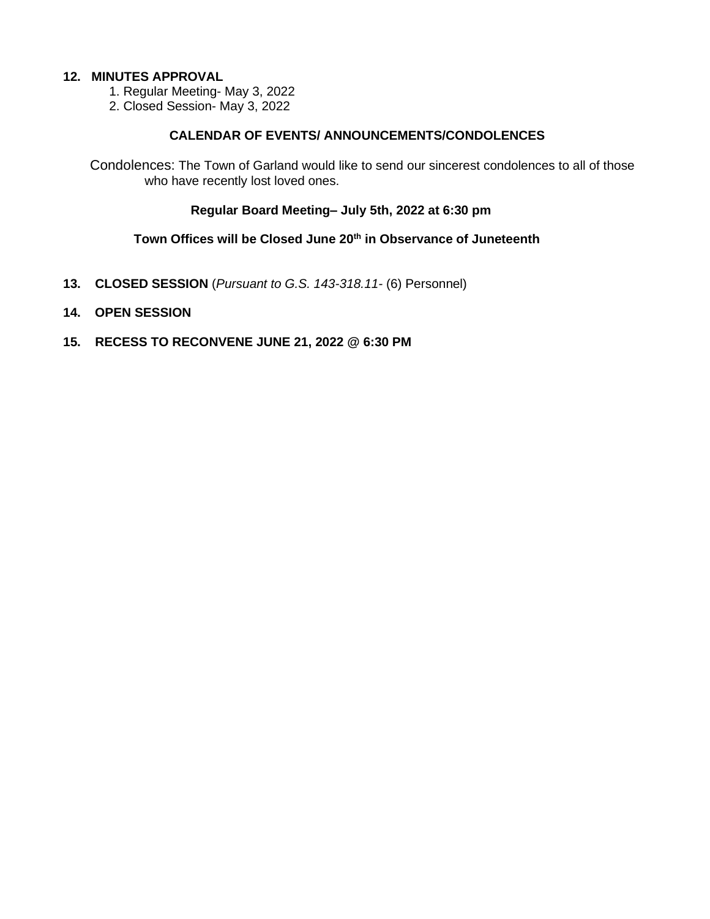**12. MINUTES APPROVAL**

1. Regular Meeting- May 3, 2022
2. Closed Session- May 3, 2022

**CALENDAR OF EVENTS/ ANNOUNCEMENTS/CONDOLENCES**

Condolences: The Town of Garland would like to send our sincerest condolences to all of those who have recently lost loved ones.

**Regular Board Meeting– July 5th, 2022 at 6:30 pm**

**Town Offices will be Closed June 20th in Observance of Juneteenth**

**13. CLOSED SESSION** (*Pursuant to G.S. 143-318.11-* (6) Personnel)

**14. OPEN SESSION**

**15. RECESS TO RECONVENE JUNE 21, 2022 @ 6:30 PM**